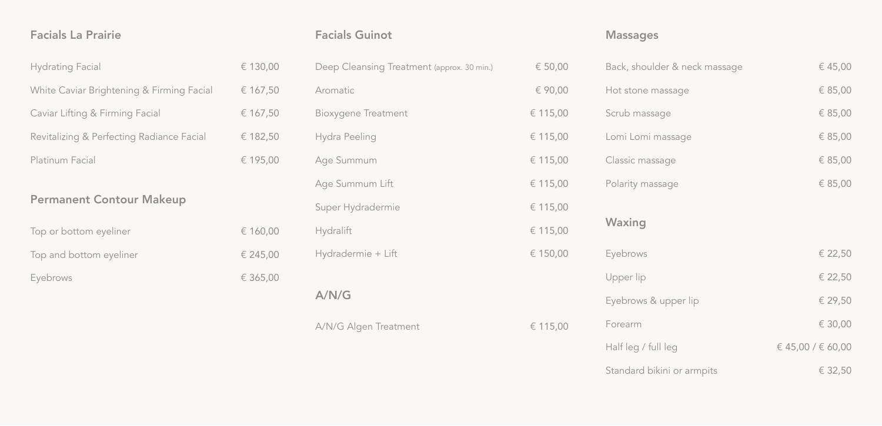## Facials La Prairie

| | |
|---|---|
| Hydrating Facial | € 130,00 |
| White Caviar Brightening & Firming Facial | € 167,50 |
| Caviar Lifting & Firming Facial | € 167,50 |
| Revitalizing & Perfecting Radiance Facial | € 182,50 |
| Platinum Facial | € 195,00 |

## Permanent Contour Makeup

| | |
|---|---|
| Top or bottom eyeliner | € 160,00 |
| Top and bottom eyeliner | € 245,00 |
| Eyebrows | € 365,00 |

## Facials Guinot

| | |
|---|---|
| Deep Cleansing Treatment (approx. 30 min.) | € 50,00 |
| Aromatic | € 90,00 |
| Bioxygene Treatment | € 115,00 |
| Hydra Peeling | € 115,00 |
| Age Summum | € 115,00 |
| Age Summum Lift | € 115,00 |
| Super Hydradermie | € 115,00 |
| Hydralift | € 115,00 |
| Hydradermie + Lift | € 150,00 |

## A/N/G

| | |
|---|---|
| A/N/G Algen Treatment | € 115,00 |

## Massages

| | |
|---|---|
| Back, shoulder & neck massage | € 45,00 |
| Hot stone massage | € 85,00 |
| Scrub massage | € 85,00 |
| Lomi Lomi massage | € 85,00 |
| Classic massage | € 85,00 |
| Polarity massage | € 85,00 |

## Waxing

| | |
|---|---|
| Eyebrows | € 22,50 |
| Upper lip | € 22,50 |
| Eyebrows & upper lip | € 29,50 |
| Forearm | € 30,00 |
| Half leg / full leg | € 45,00 / € 60,00 |
| Standard bikini or armpits | € 32,50 |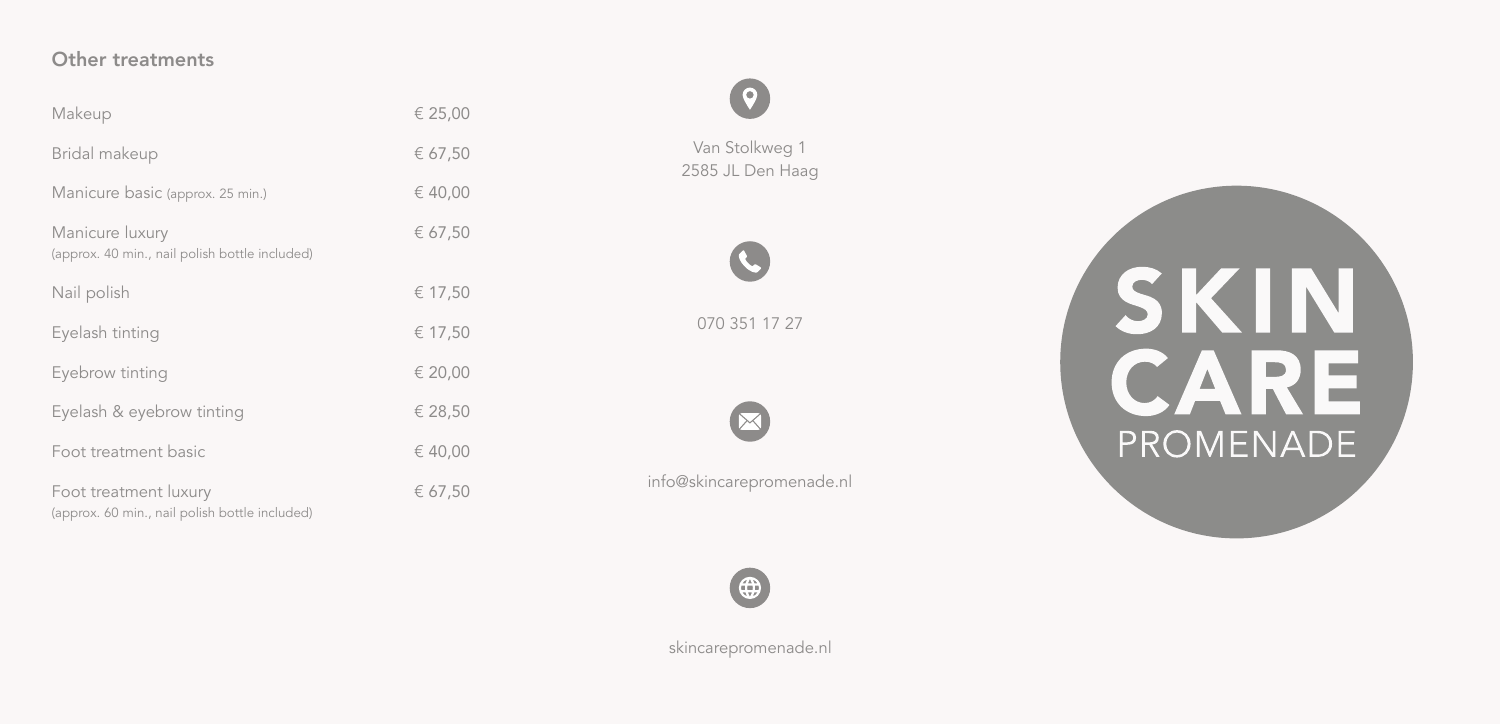## Other treatments

| | |
|---|---|
| Makeup | € 25,00 |
| Bridal makeup | € 67,50 |
| Manicure basic (approx. 25 min.) | € 40,00 |
| Manicure luxury (approx. 40 min., nail polish bottle included) | € 67,50 |
| Nail polish | € 17,50 |
| Eyelash tinting | € 17,50 |
| Eyebrow tinting | € 20,00 |
| Eyelash & eyebrow tinting | € 28,50 |
| Foot treatment basic | € 40,00 |
| Foot treatment luxury (approx. 60 min., nail polish bottle included) | € 67,50 |

Van Stolkweg 1
2585 JL Den Haag

070 351 17 27

info@skincarepromenade.nl

skincarepromenade.nl

SKIN CARE PROMENADE